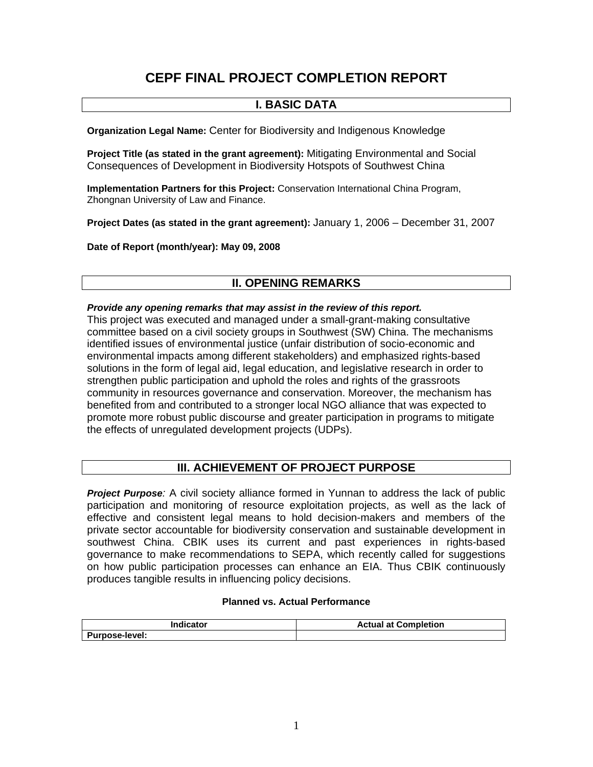# CEPF FINAL PROJECT COMPLETION REPORT

## I. BASIC DATA

**Organization Legal Name:** Center for Biodiversity and Indigenous Knowledge

**Project Title (as stated in the grant agreement):** Mitigating Environmental and Social Consequences of Development in Biodiversity Hotspots of Southwest China

**Implementation Partners for this Project:** Conservation International China Program, Zhongnan University of Law and Finance.

**Project Dates (as stated in the grant agreement):** January 1, 2006 – December 31, 2007

**Date of Report (month/year): May 09, 2008**

## II. OPENING REMARKS

***Provide any opening remarks that may assist in the review of this report.***

This project was executed and managed under a small-grant-making consultative committee based on a civil society groups in Southwest (SW) China. The mechanisms identified issues of environmental justice (unfair distribution of socio-economic and environmental impacts among different stakeholders) and emphasized rights-based solutions in the form of legal aid, legal education, and legislative research in order to strengthen public participation and uphold the roles and rights of the grassroots community in resources governance and conservation. Moreover, the mechanism has benefited from and contributed to a stronger local NGO alliance that was expected to promote more robust public discourse and greater participation in programs to mitigate the effects of unregulated development projects (UDPs).

## III. ACHIEVEMENT OF PROJECT PURPOSE

***Project Purpose**:* A civil society alliance formed in Yunnan to address the lack of public participation and monitoring of resource exploitation projects, as well as the lack of effective and consistent legal means to hold decision-makers and members of the private sector accountable for biodiversity conservation and sustainable development in southwest China. CBIK uses its current and past experiences in rights-based governance to make recommendations to SEPA, which recently called for suggestions on how public participation processes can enhance an EIA. Thus CBIK continuously produces tangible results in influencing policy decisions.

**Planned vs. Actual Performance**

| Indicator | Actual at Completion |
|---|---|
| **Purpose-level:** | |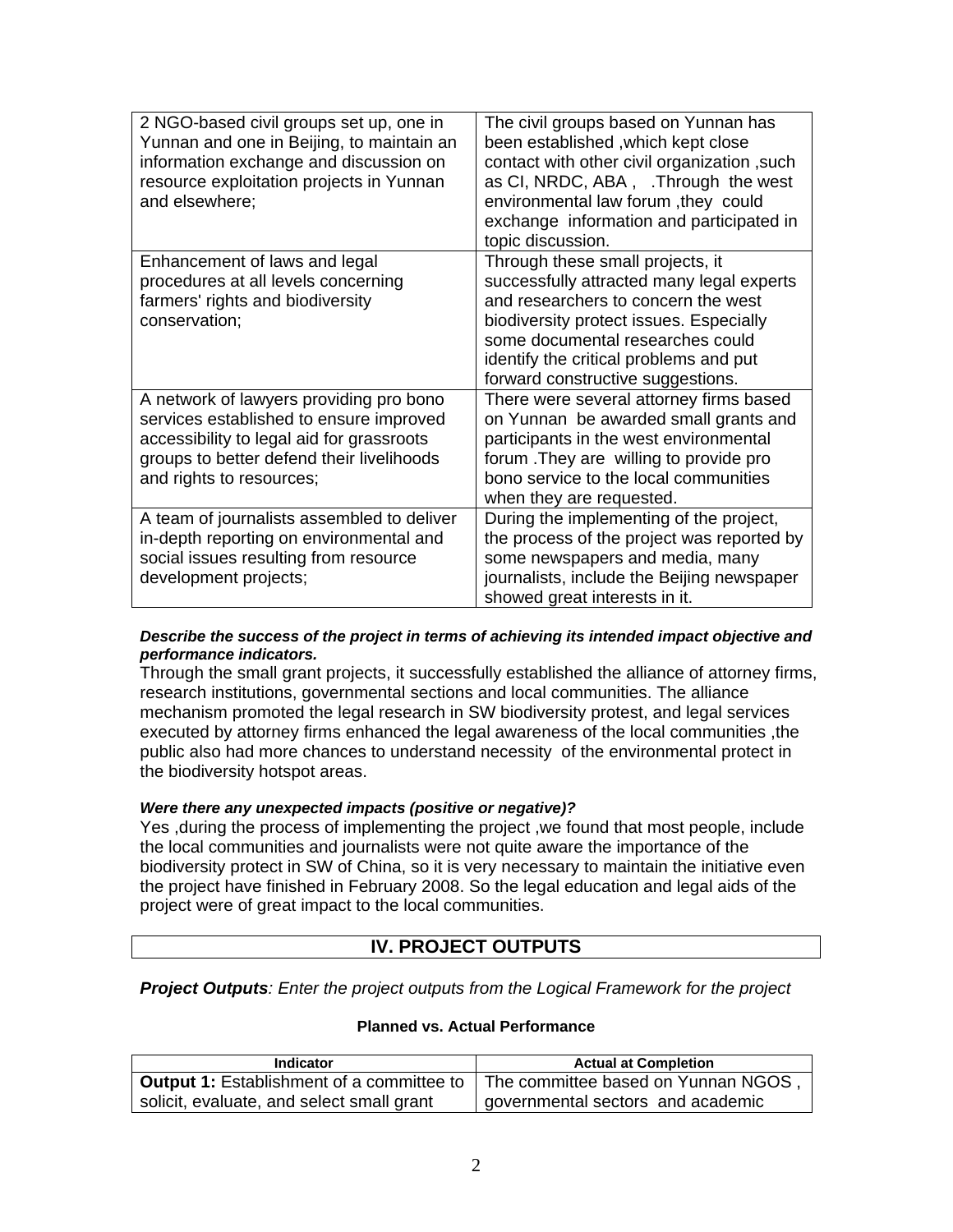| | |
|---|---|
| 2 NGO-based civil groups set up, one in Yunnan and one in Beijing, to maintain an information exchange and discussion on resource exploitation projects in Yunnan and elsewhere; | The civil groups based on Yunnan has been established ,which kept close contact with other civil organization ,such as CI, NRDC, ABA , .Through the west environmental law forum ,they could exchange information and participated in topic discussion. |
| Enhancement of laws and legal procedures at all levels concerning farmers' rights and biodiversity conservation; | Through these small projects, it successfully attracted many legal experts and researchers to concern the west biodiversity protect issues. Especially some documental researches could identify the critical problems and put forward constructive suggestions. |
| A network of lawyers providing pro bono services established to ensure improved accessibility to legal aid for grassroots groups to better defend their livelihoods and rights to resources; | There were several attorney firms based on Yunnan be awarded small grants and participants in the west environmental forum .They are willing to provide pro bono service to the local communities when they are requested. |
| A team of journalists assembled to deliver in-depth reporting on environmental and social issues resulting from resource development projects; | During the implementing of the project, the process of the project was reported by some newspapers and media, many journalists, include the Beijing newspaper showed great interests in it. |

***Describe the success of the project in terms of achieving its intended impact objective and performance indicators.***

Through the small grant projects, it successfully established the alliance of attorney firms, research institutions, governmental sections and local communities. The alliance mechanism promoted the legal research in SW biodiversity protest, and legal services executed by attorney firms enhanced the legal awareness of the local communities ,the public also had more chances to understand necessity of the environmental protect in the biodiversity hotspot areas.

***Were there any unexpected impacts (positive or negative)?***

Yes ,during the process of implementing the project ,we found that most people, include the local communities and journalists were not quite aware the importance of the biodiversity protect in SW of China, so it is very necessary to maintain the initiative even the project have finished in February 2008. So the legal education and legal aids of the project were of great impact to the local communities.

## IV. PROJECT OUTPUTS

***Project Outputs**: Enter the project outputs from the Logical Framework for the project*

**Planned vs. Actual Performance**

| Indicator | Actual at Completion |
|---|---|
| **Output 1:** Establishment of a committee to solicit, evaluate, and select small grant | The committee based on Yunnan NGOS , governmental sectors and academic |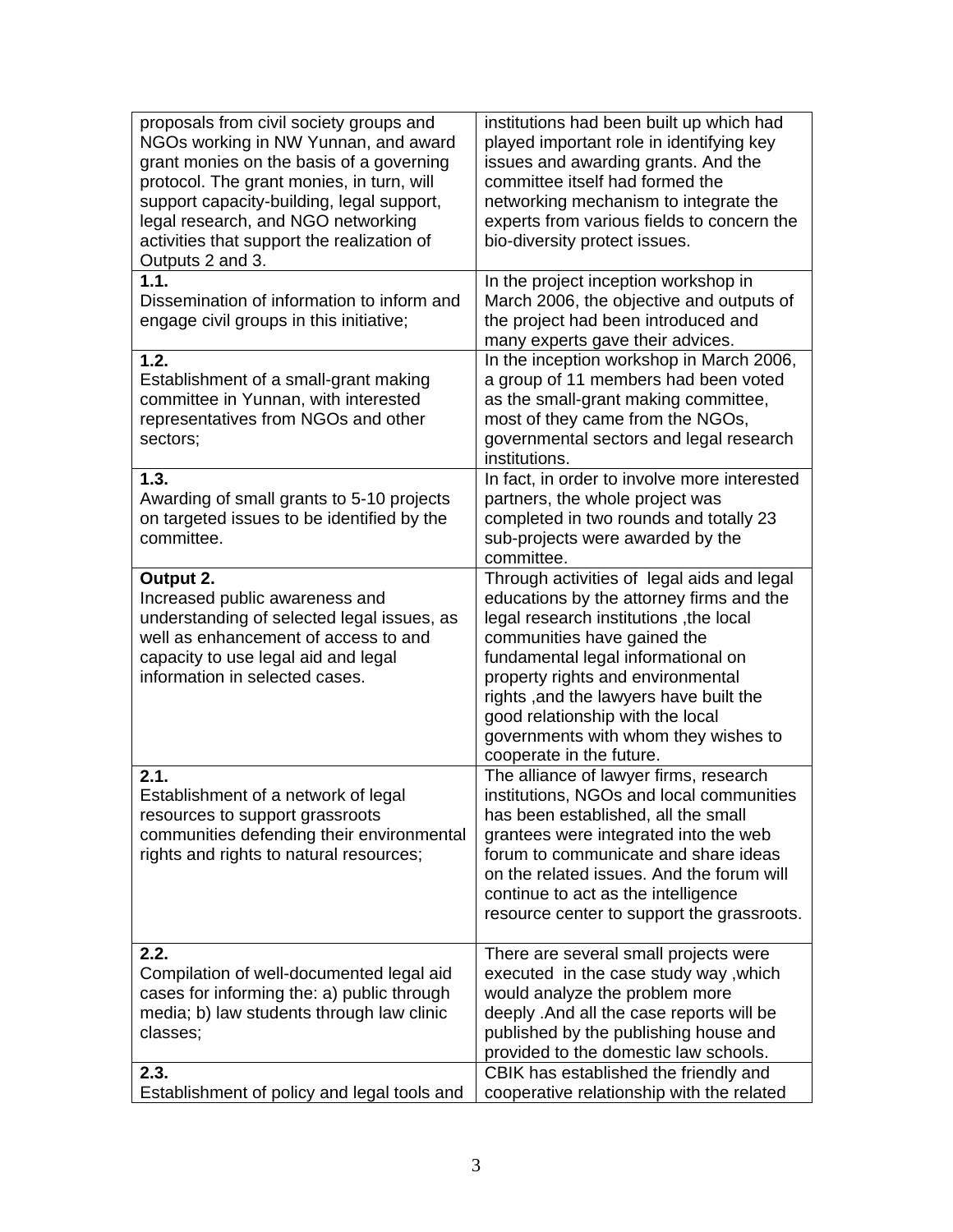| | |
|---|---|
| proposals from civil society groups and NGOs working in NW Yunnan, and award grant monies on the basis of a governing protocol. The grant monies, in turn, will support capacity-building, legal support, legal research, and NGO networking activities that support the realization of Outputs 2 and 3. | institutions had been built up which had played important role in identifying key issues and awarding grants. And the committee itself had formed the networking mechanism to integrate the experts from various fields to concern the bio-diversity protect issues. |
| **1.1.** Dissemination of information to inform and engage civil groups in this initiative; | In the project inception workshop in March 2006, the objective and outputs of the project had been introduced and many experts gave their advices. |
| **1.2.** Establishment of a small-grant making committee in Yunnan, with interested representatives from NGOs and other sectors; | In the inception workshop in March 2006, a group of 11 members had been voted as the small-grant making committee, most of they came from the NGOs, governmental sectors and legal research institutions. |
| **1.3.** Awarding of small grants to 5-10 projects on targeted issues to be identified by the committee. | In fact, in order to involve more interested partners, the whole project was completed in two rounds and totally 23 sub-projects were awarded by the committee. |
| **Output 2.** Increased public awareness and understanding of selected legal issues, as well as enhancement of access to and capacity to use legal aid and legal information in selected cases. | Through activities of legal aids and legal educations by the attorney firms and the legal research institutions ,the local communities have gained the fundamental legal informational on property rights and environmental rights ,and the lawyers have built the good relationship with the local governments with whom they wishes to cooperate in the future. |
| **2.1.** Establishment of a network of legal resources to support grassroots communities defending their environmental rights and rights to natural resources; | The alliance of lawyer firms, research institutions, NGOs and local communities has been established, all the small grantees were integrated into the web forum to communicate and share ideas on the related issues. And the forum will continue to act as the intelligence resource center to support the grassroots. |
| **2.2.** Compilation of well-documented legal aid cases for informing the: a) public through media; b) law students through law clinic classes; | There are several small projects were executed in the case study way ,which would analyze the problem more deeply .And all the case reports will be published by the publishing house and provided to the domestic law schools. |
| **2.3.** Establishment of policy and legal tools and | CBIK has established the friendly and cooperative relationship with the related |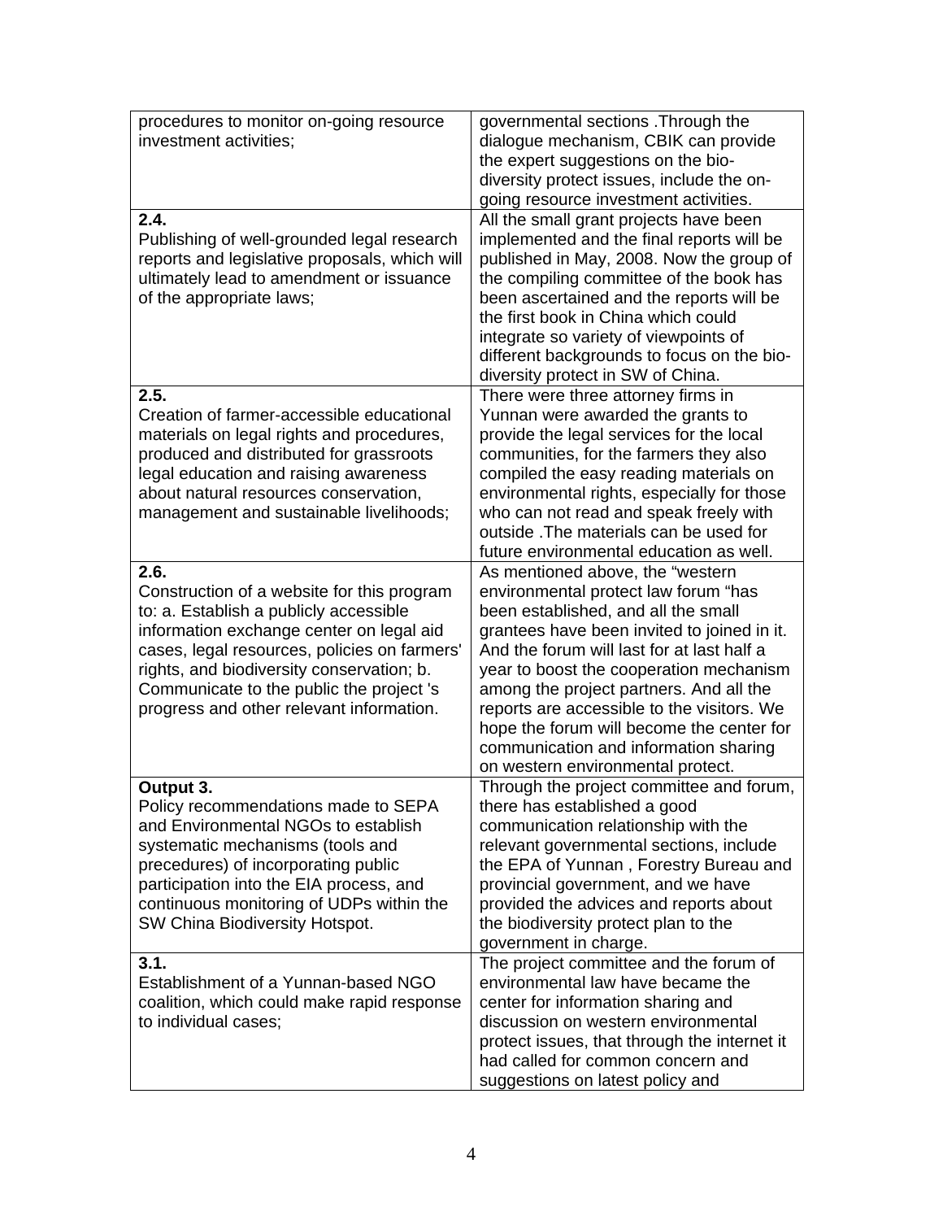| | |
|---|---|
| procedures to monitor on-going resource investment activities; | governmental sections .Through the dialogue mechanism, CBIK can provide the expert suggestions on the bio-diversity protect issues, include the on-going resource investment activities. |
| **2.4.** Publishing of well-grounded legal research reports and legislative proposals, which will ultimately lead to amendment or issuance of the appropriate laws; | All the small grant projects have been implemented and the final reports will be published in May, 2008. Now the group of the compiling committee of the book has been ascertained and the reports will be the first book in China which could integrate so variety of viewpoints of different backgrounds to focus on the bio-diversity protect in SW of China. |
| **2.5.** Creation of farmer-accessible educational materials on legal rights and procedures, produced and distributed for grassroots legal education and raising awareness about natural resources conservation, management and sustainable livelihoods; | There were three attorney firms in Yunnan were awarded the grants to provide the legal services for the local communities, for the farmers they also compiled the easy reading materials on environmental rights, especially for those who can not read and speak freely with outside .The materials can be used for future environmental education as well. |
| **2.6.** Construction of a website for this program to: a. Establish a publicly accessible information exchange center on legal aid cases, legal resources, policies on farmers' rights, and biodiversity conservation; b. Communicate to the public the project 's progress and other relevant information. | As mentioned above, the "western environmental protect law forum "has been established, and all the small grantees have been invited to joined in it. And the forum will last for at last half a year to boost the cooperation mechanism among the project partners. And all the reports are accessible to the visitors. We hope the forum will become the center for communication and information sharing on western environmental protect. |
| **Output 3.** Policy recommendations made to SEPA and Environmental NGOs to establish systematic mechanisms (tools and precedures) of incorporating public participation into the EIA process, and continuous monitoring of UDPs within the SW China Biodiversity Hotspot. | Through the project committee and forum, there has established a good communication relationship with the relevant governmental sections, include the EPA of Yunnan , Forestry Bureau and provincial government, and we have provided the advices and reports about the biodiversity protect plan to the government in charge. |
| **3.1.** Establishment of a Yunnan-based NGO coalition, which could make rapid response to individual cases; | The project committee and the forum of environmental law have became the center for information sharing and discussion on western environmental protect issues, that through the internet it had called for common concern and suggestions on latest policy and |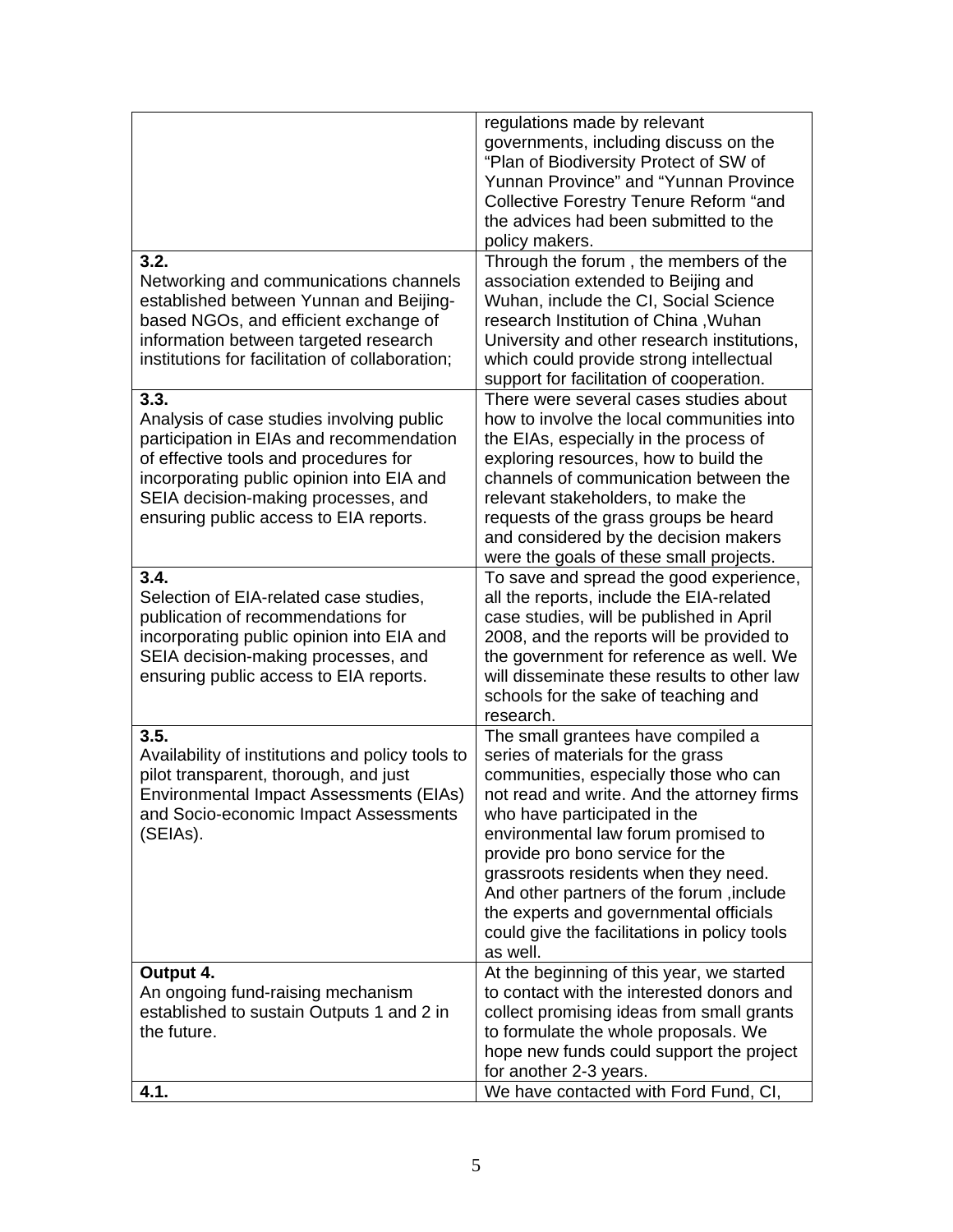| | |
|---|---|
| | regulations made by relevant governments, including discuss on the “Plan of Biodiversity Protect of SW of Yunnan Province” and “Yunnan Province Collective Forestry Tenure Reform “and the advices had been submitted to the policy makers. |
| **3.2.** Networking and communications channels established between Yunnan and Beijing-based NGOs, and efficient exchange of information between targeted research institutions for facilitation of collaboration; | Through the forum , the members of the association extended to Beijing and Wuhan, include the CI, Social Science research Institution of China ,Wuhan University and other research institutions, which could provide strong intellectual support for facilitation of cooperation. |
| **3.3.** Analysis of case studies involving public participation in EIAs and recommendation of effective tools and procedures for incorporating public opinion into EIA and SEIA decision-making processes, and ensuring public access to EIA reports. | There were several cases studies about how to involve the local communities into the EIAs, especially in the process of exploring resources, how to build the channels of communication between the relevant stakeholders, to make the requests of the grass groups be heard and considered by the decision makers were the goals of these small projects. |
| **3.4.** Selection of EIA-related case studies, publication of recommendations for incorporating public opinion into EIA and SEIA decision-making processes, and ensuring public access to EIA reports. | To save and spread the good experience, all the reports, include the EIA-related case studies, will be published in April 2008, and the reports will be provided to the government for reference as well. We will disseminate these results to other law schools for the sake of teaching and research. |
| **3.5.** Availability of institutions and policy tools to pilot transparent, thorough, and just Environmental Impact Assessments (EIAs) and Socio-economic Impact Assessments (SEIAs). | The small grantees have compiled a series of materials for the grass communities, especially those who can not read and write. And the attorney firms who have participated in the environmental law forum promised to provide pro bono service for the grassroots residents when they need. And other partners of the forum ,include the experts and governmental officials could give the facilitations in policy tools as well. |
| **Output 4.** An ongoing fund-raising mechanism established to sustain Outputs 1 and 2 in the future. | At the beginning of this year, we started to contact with the interested donors and collect promising ideas from small grants to formulate the whole proposals. We hope new funds could support the project for another 2-3 years. |
| **4.1.** | We have contacted with Ford Fund, CI, |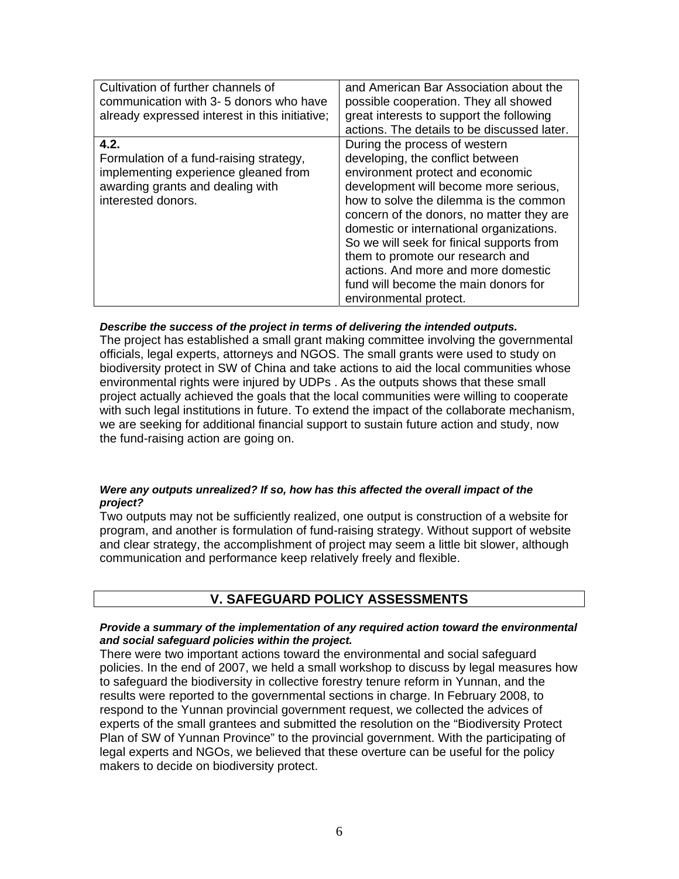| | |
|---|---|
| Cultivation of further channels of communication with 3- 5 donors who have already expressed interest in this initiative; | and American Bar Association about the possible cooperation. They all showed great interests to support the following actions. The details to be discussed later. |
| **4.2.** Formulation of a fund-raising strategy, implementing experience gleaned from awarding grants and dealing with interested donors. | During the process of western developing, the conflict between environment protect and economic development will become more serious, how to solve the dilemma is the common concern of the donors, no matter they are domestic or international organizations. So we will seek for finical supports from them to promote our research and actions. And more and more domestic fund will become the main donors for environmental protect. |

***Describe the success of the project in terms of delivering the intended outputs.***

The project has established a small grant making committee involving the governmental officials, legal experts, attorneys and NGOS. The small grants were used to study on biodiversity protect in SW of China and take actions to aid the local communities whose environmental rights were injured by UDPs . As the outputs shows that these small project actually achieved the goals that the local communities were willing to cooperate with such legal institutions in future. To extend the impact of the collaborate mechanism, we are seeking for additional financial support to sustain future action and study, now the fund-raising action are going on.

***Were any outputs unrealized? If so, how has this affected the overall impact of the project?***

Two outputs may not be sufficiently realized, one output is construction of a website for program, and another is formulation of fund-raising strategy. Without support of website and clear strategy, the accomplishment of project may seem a little bit slower, although communication and performance keep relatively freely and flexible.

## V. SAFEGUARD POLICY ASSESSMENTS

***Provide a summary of the implementation of any required action toward the environmental and social safeguard policies within the project.***

There were two important actions toward the environmental and social safeguard policies. In the end of 2007, we held a small workshop to discuss by legal measures how to safeguard the biodiversity in collective forestry tenure reform in Yunnan, and the results were reported to the governmental sections in charge. In February 2008, to respond to the Yunnan provincial government request, we collected the advices of experts of the small grantees and submitted the resolution on the “Biodiversity Protect Plan of SW of Yunnan Province” to the provincial government. With the participating of legal experts and NGOs, we believed that these overture can be useful for the policy makers to decide on biodiversity protect.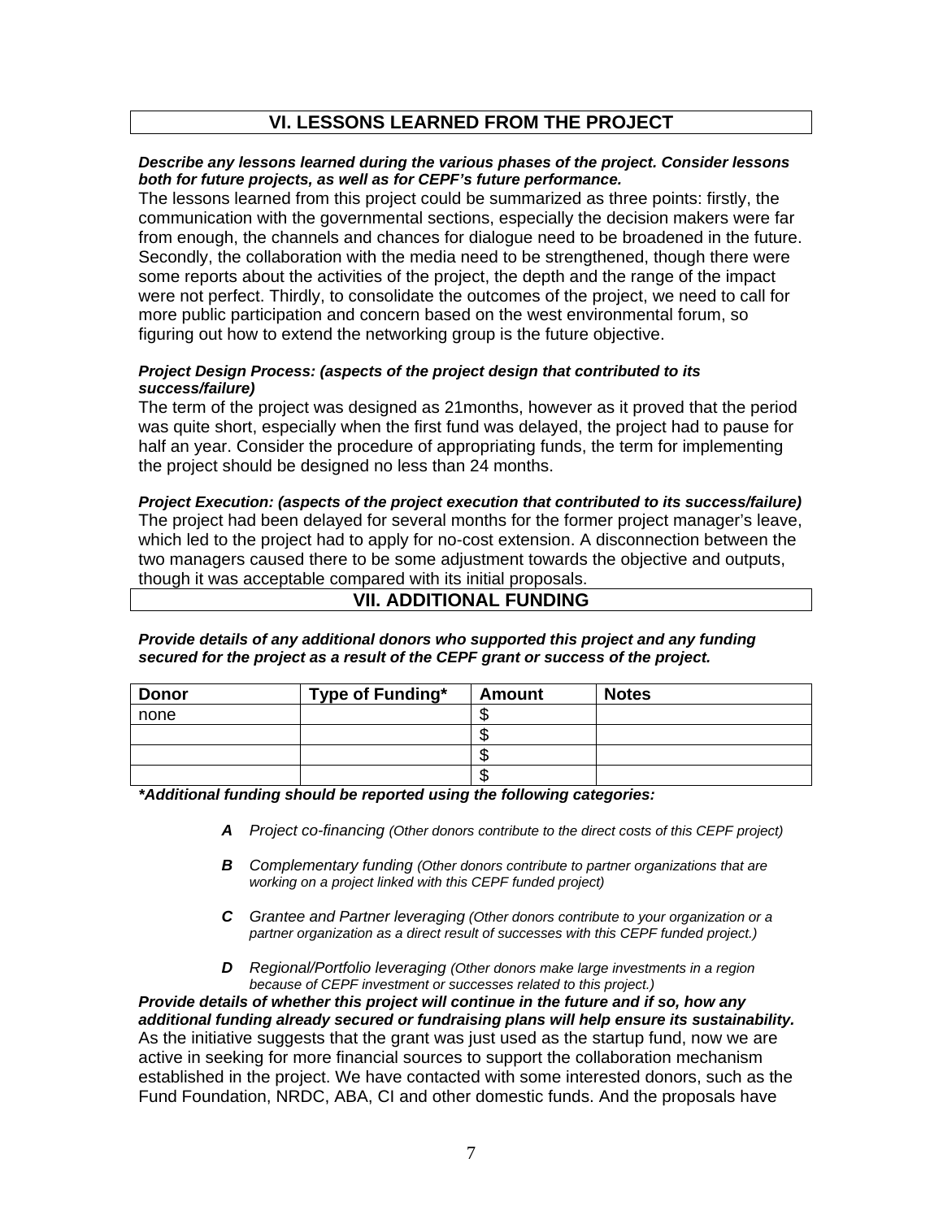## VI. LESSONS LEARNED FROM THE PROJECT

***Describe any lessons learned during the various phases of the project. Consider lessons both for future projects, as well as for CEPF's future performance.***

The lessons learned from this project could be summarized as three points: firstly, the communication with the governmental sections, especially the decision makers were far from enough, the channels and chances for dialogue need to be broadened in the future. Secondly, the collaboration with the media need to be strengthened, though there were some reports about the activities of the project, the depth and the range of the impact were not perfect. Thirdly, to consolidate the outcomes of the project, we need to call for more public participation and concern based on the west environmental forum, so figuring out how to extend the networking group is the future objective.

***Project Design Process: (aspects of the project design that contributed to its success/failure)***

The term of the project was designed as 21months, however as it proved that the period was quite short, especially when the first fund was delayed, the project had to pause for half an year. Consider the procedure of appropriating funds, the term for implementing the project should be designed no less than 24 months.

***Project Execution: (aspects of the project execution that contributed to its success/failure)***

The project had been delayed for several months for the former project manager's leave, which led to the project had to apply for no-cost extension. A disconnection between the two managers caused there to be some adjustment towards the objective and outputs, though it was acceptable compared with its initial proposals.

## VII. ADDITIONAL FUNDING

***Provide details of any additional donors who supported this project and any funding secured for the project as a result of the CEPF grant or success of the project.***

| Donor | Type of Funding* | Amount | Notes |
|---|---|---|---|
| none | | $ | |
| | | $ | |
| | | $ | |
| | | $ | |

***Additional funding should be reported using the following categories:***

- ***A*** *Project co-financing (Other donors contribute to the direct costs of this CEPF project)*
- ***B*** *Complementary funding (Other donors contribute to partner organizations that are working on a project linked with this CEPF funded project)*
- ***C*** *Grantee and Partner leveraging (Other donors contribute to your organization or a partner organization as a direct result of successes with this CEPF funded project.)*
- ***D*** *Regional/Portfolio leveraging (Other donors make large investments in a region because of CEPF investment or successes related to this project.)*

***Provide details of whether this project will continue in the future and if so, how any additional funding already secured or fundraising plans will help ensure its sustainability.***

As the initiative suggests that the grant was just used as the startup fund, now we are active in seeking for more financial sources to support the collaboration mechanism established in the project. We have contacted with some interested donors, such as the Fund Foundation, NRDC, ABA, CI and other domestic funds. And the proposals have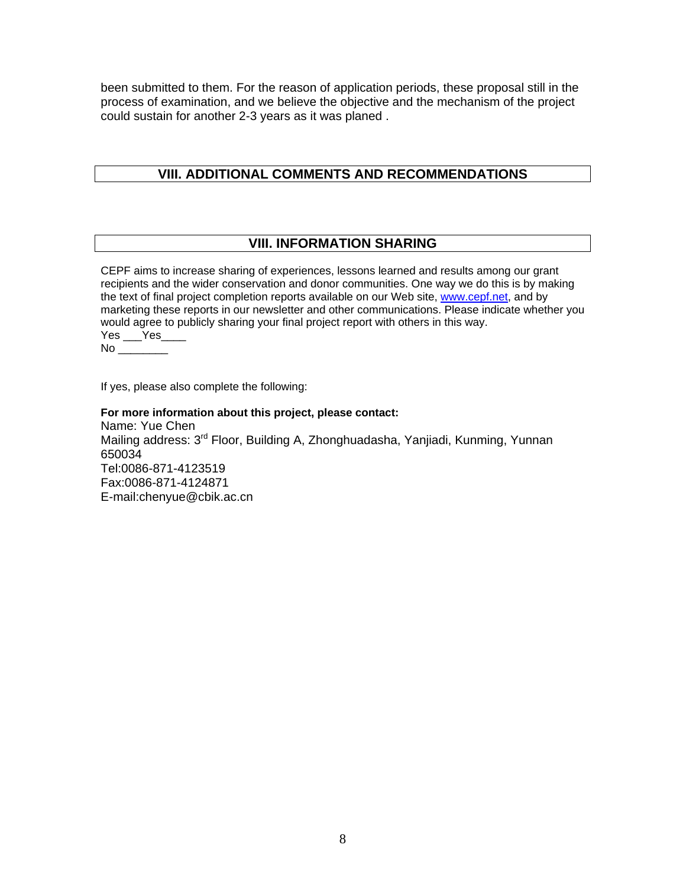been submitted to them. For the reason of application periods, these proposal still in the process of examination, and we believe the objective and the mechanism of the project could sustain for another 2-3 years as it was planed .

## VIII. ADDITIONAL COMMENTS AND RECOMMENDATIONS

## VIII. INFORMATION SHARING

CEPF aims to increase sharing of experiences, lessons learned and results among our grant recipients and the wider conservation and donor communities. One way we do this is by making the text of final project completion reports available on our Web site, www.cepf.net, and by marketing these reports in our newsletter and other communications. Please indicate whether you would agree to publicly sharing your final project report with others in this way.
Yes ___Yes____
No ________

If yes, please also complete the following:

**For more information about this project, please contact:**
Name: Yue Chen
Mailing address: 3rd Floor, Building A, Zhonghuadasha, Yanjiadi, Kunming, Yunnan 650034
Tel:0086-871-4123519
Fax:0086-871-4124871
E-mail:chenyue@cbik.ac.cn